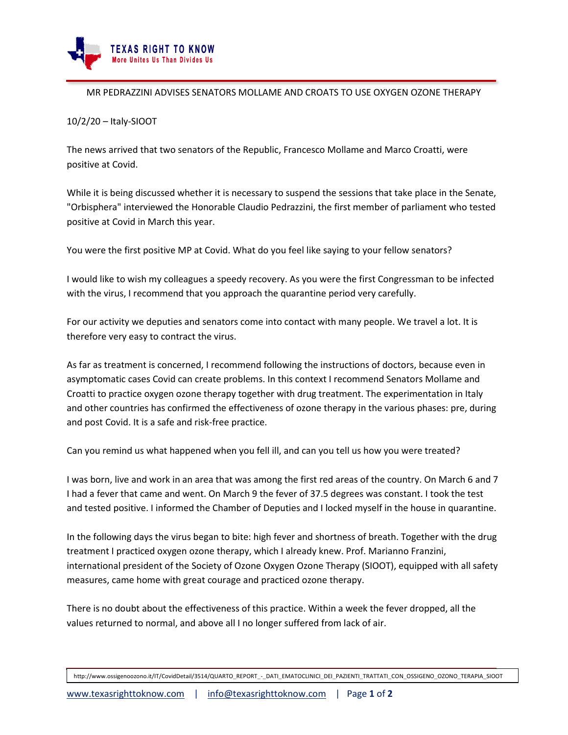MR PEDRAZZINI ADVISES SENATORS MOLLAME AND CROATS TO USE OXYGEN OZONE THERAPY

10/2/20 – Italy-SIOOT

The news arrived that two senators of the Republic, Francesco Mollame and Marco Croatti, were positive at Covid.

While it is being discussed whether it is necessary to suspend the sessions that take place in the Senate, "Orbisphera" interviewed the Honorable Claudio Pedrazzini, the first member of parliament who tested positive at Covid in March this year.

You were the first positive MP at Covid. What do you feel like saying to your fellow senators?

I would like to wish my colleagues a speedy recovery. As you were the first Congressman to be infected with the virus, I recommend that you approach the quarantine period very carefully.

For our activity we deputies and senators come into contact with many people. We travel a lot. It is therefore very easy to contract the virus.

As far as treatment is concerned, I recommend following the instructions of doctors, because even in asymptomatic cases Covid can create problems. In this context I recommend Senators Mollame and Croatti to practice oxygen ozone therapy together with drug treatment. The experimentation in Italy and other countries has confirmed the effectiveness of ozone therapy in the various phases: pre, during and post Covid. It is a safe and risk-free practice.

Can you remind us what happened when you fell ill, and can you tell us how you were treated?

I was born, live and work in an area that was among the first red areas of the country. On March 6 and 7 I had a fever that came and went. On March 9 the fever of 37.5 degrees was constant. I took the test and tested positive. I informed the Chamber of Deputies and I locked myself in the house in quarantine.

In the following days the virus began to bite: high fever and shortness of breath. Together with the drug treatment I practiced oxygen ozone therapy, which I already knew. Prof. Marianno Franzini, international president of the Society of Ozone Oxygen Ozone Therapy (SIOOT), equipped with all safety measures, came home with great courage and practiced ozone therapy.

There is no doubt about the effectiveness of this practice. Within a week the fever dropped, all the values returned to normal, and above all I no longer suffered from lack of air.

http://www.ossigenoozono.it/IT/CovidDetail/3514/QUARTO_REPORT_-_DATI_EMATOCLINICI_DEI_PAZIENTI_TRATTATI_CON_OSSIGENO_OZONO_TERAPIA_SIOOT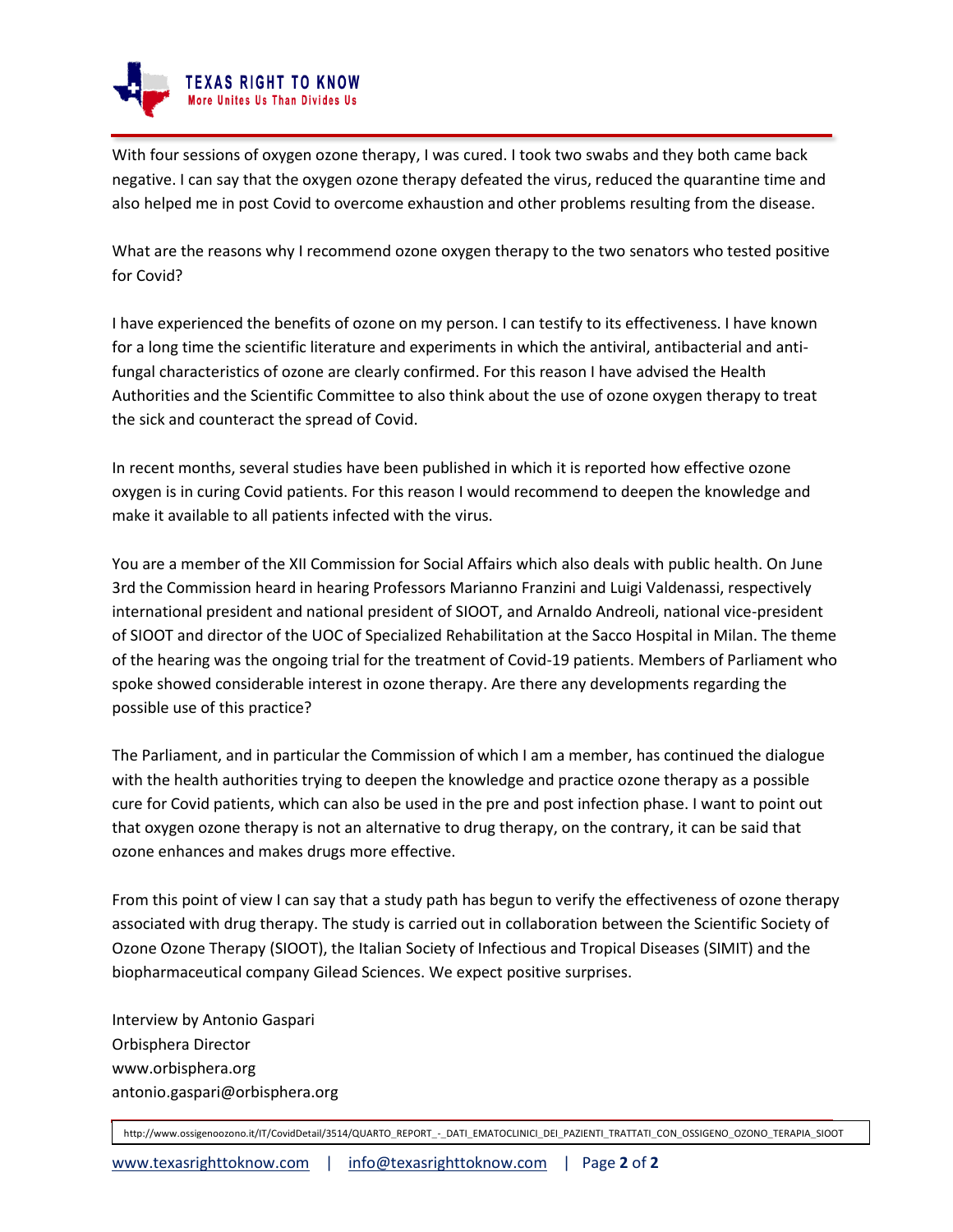With four sessions of oxygen ozone therapy, I was cured. I took two swabs and they both came back negative. I can say that the oxygen ozone therapy defeated the virus, reduced the quarantine time and also helped me in post Covid to overcome exhaustion and other problems resulting from the disease.

What are the reasons why I recommend ozone oxygen therapy to the two senators who tested positive for Covid?

I have experienced the benefits of ozone on my person. I can testify to its effectiveness. I have known for a long time the scientific literature and experiments in which the antiviral, antibacterial and anti-fungal characteristics of ozone are clearly confirmed. For this reason I have advised the Health Authorities and the Scientific Committee to also think about the use of ozone oxygen therapy to treat the sick and counteract the spread of Covid.

In recent months, several studies have been published in which it is reported how effective ozone oxygen is in curing Covid patients. For this reason I would recommend to deepen the knowledge and make it available to all patients infected with the virus.

You are a member of the XII Commission for Social Affairs which also deals with public health. On June 3rd the Commission heard in hearing Professors Marianno Franzini and Luigi Valdenassi, respectively international president and national president of SIOOT, and Arnaldo Andreoli, national vice-president of SIOOT and director of the UOC of Specialized Rehabilitation at the Sacco Hospital in Milan. The theme of the hearing was the ongoing trial for the treatment of Covid-19 patients. Members of Parliament who spoke showed considerable interest in ozone therapy. Are there any developments regarding the possible use of this practice?

The Parliament, and in particular the Commission of which I am a member, has continued the dialogue with the health authorities trying to deepen the knowledge and practice ozone therapy as a possible cure for Covid patients, which can also be used in the pre and post infection phase. I want to point out that oxygen ozone therapy is not an alternative to drug therapy, on the contrary, it can be said that ozone enhances and makes drugs more effective.

From this point of view I can say that a study path has begun to verify the effectiveness of ozone therapy associated with drug therapy. The study is carried out in collaboration between the Scientific Society of Ozone Ozone Therapy (SIOOT), the Italian Society of Infectious and Tropical Diseases (SIMIT) and the biopharmaceutical company Gilead Sciences. We expect positive surprises.

Interview by Antonio Gaspari  
Orbisphera Director  
www.orbisphera.org  
antonio.gaspari@orbisphera.org

http://www.ossigenoozono.it/IT/CovidDetail/3514/QUARTO_REPORT_-_DATI_EMATOCLINICI_DEI_PAZIENTI_TRATTATI_CON_OSSIGENO_OZONO_TERAPIA_SIOOT